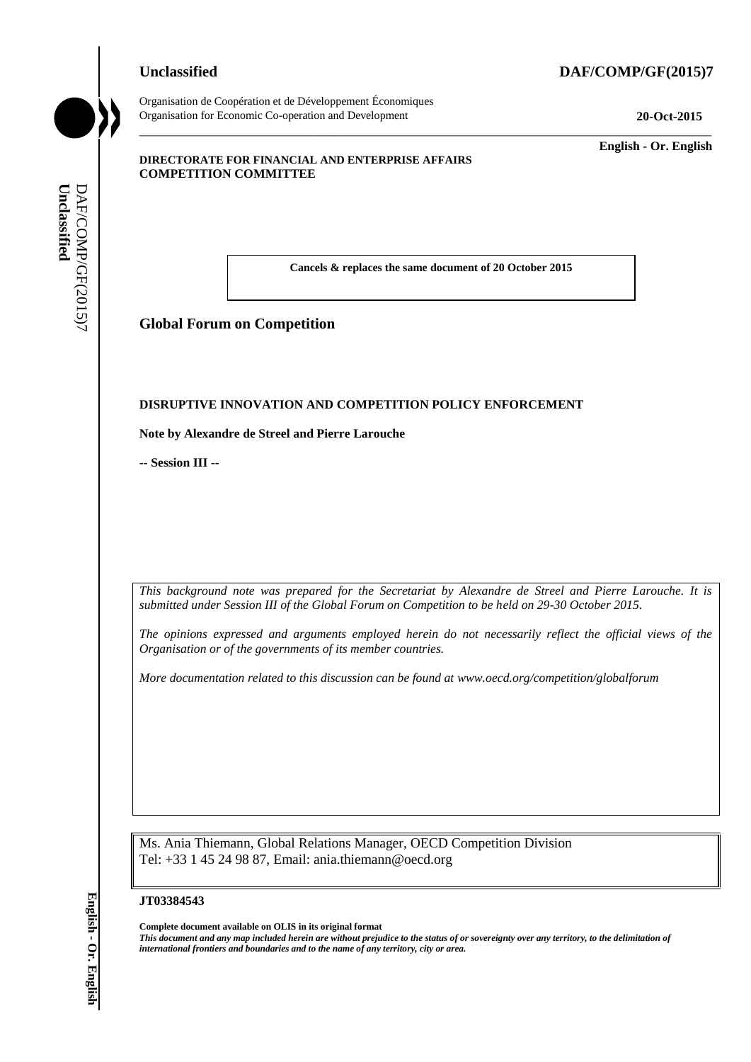**Unclassified** **DAF/COMP/GF(2015)7**

Organisation de Coopération et de Développement Économiques
Organisation for Economic Co-operation and Development **20-Oct-2015**

**English - Or. English**

**DIRECTORATE FOR FINANCIAL AND ENTERPRISE AFFAIRS**
**COMPETITION COMMITTEE**

**Cancels & replaces the same document of 20 October 2015**

## Global Forum on Competition

**DISRUPTIVE INNOVATION AND COMPETITION POLICY ENFORCEMENT**

**Note by Alexandre de Streel and Pierre Larouche**

**-- Session III --**

*This background note was prepared for the Secretariat by Alexandre de Streel and Pierre Larouche. It is submitted under Session III of the Global Forum on Competition to be held on 29-30 October 2015.*

*The opinions expressed and arguments employed herein do not necessarily reflect the official views of the Organisation or of the governments of its member countries.*

*More documentation related to this discussion can be found at www.oecd.org/competition/globalforum*

Ms. Ania Thiemann, Global Relations Manager, OECD Competition Division
Tel: +33 1 45 24 98 87, Email: ania.thiemann@oecd.org

**JT03384543**

**Complete document available on OLIS in its original format**
***This document and any map included herein are without prejudice to the status of or sovereignty over any territory, to the delimitation of international frontiers and boundaries and to the name of any territory, city or area.***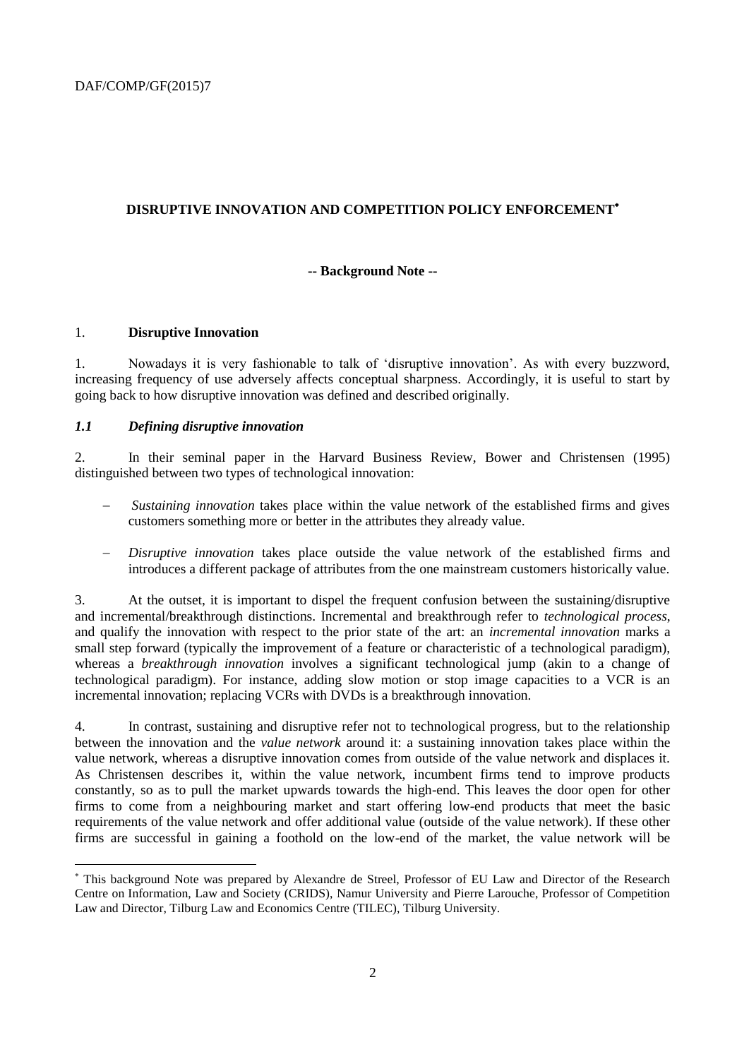DAF/COMP/GF(2015)7

# DISRUPTIVE INNOVATION AND COMPETITION POLICY ENFORCEMENT[*]

**-- Background Note --**

## 1. Disruptive Innovation

1. Nowadays it is very fashionable to talk of 'disruptive innovation'. As with every buzzword, increasing frequency of use adversely affects conceptual sharpness. Accordingly, it is useful to start by going back to how disruptive innovation was defined and described originally.

### *1.1 Defining disruptive innovation*

2. In their seminal paper in the Harvard Business Review, Bower and Christensen (1995) distinguished between two types of technological innovation:

- *Sustaining innovation* takes place within the value network of the established firms and gives customers something more or better in the attributes they already value.
- *Disruptive innovation* takes place outside the value network of the established firms and introduces a different package of attributes from the one mainstream customers historically value.

3. At the outset, it is important to dispel the frequent confusion between the sustaining/disruptive and incremental/breakthrough distinctions. Incremental and breakthrough refer to *technological process*, and qualify the innovation with respect to the prior state of the art: an *incremental innovation* marks a small step forward (typically the improvement of a feature or characteristic of a technological paradigm), whereas a *breakthrough innovation* involves a significant technological jump (akin to a change of technological paradigm). For instance, adding slow motion or stop image capacities to a VCR is an incremental innovation; replacing VCRs with DVDs is a breakthrough innovation.

4. In contrast, sustaining and disruptive refer not to technological progress, but to the relationship between the innovation and the *value network* around it: a sustaining innovation takes place within the value network, whereas a disruptive innovation comes from outside of the value network and displaces it. As Christensen describes it, within the value network, incumbent firms tend to improve products constantly, so as to pull the market upwards towards the high-end. This leaves the door open for other firms to come from a neighbouring market and start offering low-end products that meet the basic requirements of the value network and offer additional value (outside of the value network). If these other firms are successful in gaining a foothold on the low-end of the market, the value network will be

[*] This background Note was prepared by Alexandre de Streel, Professor of EU Law and Director of the Research Centre on Information, Law and Society (CRIDS), Namur University and Pierre Larouche, Professor of Competition Law and Director, Tilburg Law and Economics Centre (TILEC), Tilburg University.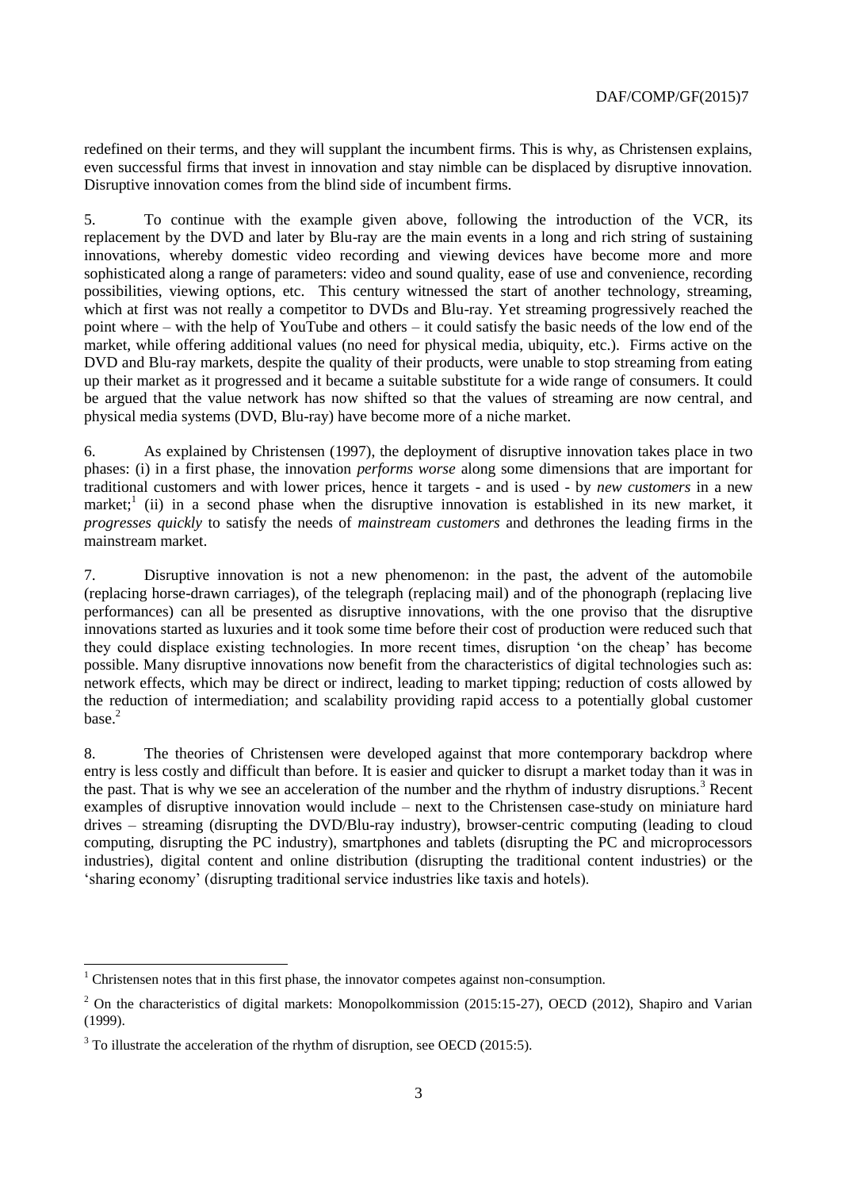redefined on their terms, and they will supplant the incumbent firms. This is why, as Christensen explains, even successful firms that invest in innovation and stay nimble can be displaced by disruptive innovation. Disruptive innovation comes from the blind side of incumbent firms.

5. To continue with the example given above, following the introduction of the VCR, its replacement by the DVD and later by Blu-ray are the main events in a long and rich string of sustaining innovations, whereby domestic video recording and viewing devices have become more and more sophisticated along a range of parameters: video and sound quality, ease of use and convenience, recording possibilities, viewing options, etc. This century witnessed the start of another technology, streaming, which at first was not really a competitor to DVDs and Blu-ray. Yet streaming progressively reached the point where – with the help of YouTube and others – it could satisfy the basic needs of the low end of the market, while offering additional values (no need for physical media, ubiquity, etc.). Firms active on the DVD and Blu-ray markets, despite the quality of their products, were unable to stop streaming from eating up their market as it progressed and it became a suitable substitute for a wide range of consumers. It could be argued that the value network has now shifted so that the values of streaming are now central, and physical media systems (DVD, Blu-ray) have become more of a niche market.

6. As explained by Christensen (1997), the deployment of disruptive innovation takes place in two phases: (i) in a first phase, the innovation *performs worse* along some dimensions that are important for traditional customers and with lower prices, hence it targets - and is used - by *new customers* in a new market;[1] (ii) in a second phase when the disruptive innovation is established in its new market, it *progresses quickly* to satisfy the needs of *mainstream customers* and dethrones the leading firms in the mainstream market.

7. Disruptive innovation is not a new phenomenon: in the past, the advent of the automobile (replacing horse-drawn carriages), of the telegraph (replacing mail) and of the phonograph (replacing live performances) can all be presented as disruptive innovations, with the one proviso that the disruptive innovations started as luxuries and it took some time before their cost of production were reduced such that they could displace existing technologies. In more recent times, disruption 'on the cheap' has become possible. Many disruptive innovations now benefit from the characteristics of digital technologies such as: network effects, which may be direct or indirect, leading to market tipping; reduction of costs allowed by the reduction of intermediation; and scalability providing rapid access to a potentially global customer base.[2]

8. The theories of Christensen were developed against that more contemporary backdrop where entry is less costly and difficult than before. It is easier and quicker to disrupt a market today than it was in the past. That is why we see an acceleration of the number and the rhythm of industry disruptions.[3] Recent examples of disruptive innovation would include – next to the Christensen case-study on miniature hard drives – streaming (disrupting the DVD/Blu-ray industry), browser-centric computing (leading to cloud computing, disrupting the PC industry), smartphones and tablets (disrupting the PC and microprocessors industries), digital content and online distribution (disrupting the traditional content industries) or the 'sharing economy' (disrupting traditional service industries like taxis and hotels).

---

[1] Christensen notes that in this first phase, the innovator competes against non-consumption.

[2] On the characteristics of digital markets: Monopolkommission (2015:15-27), OECD (2012), Shapiro and Varian (1999).

[3] To illustrate the acceleration of the rhythm of disruption, see OECD (2015:5).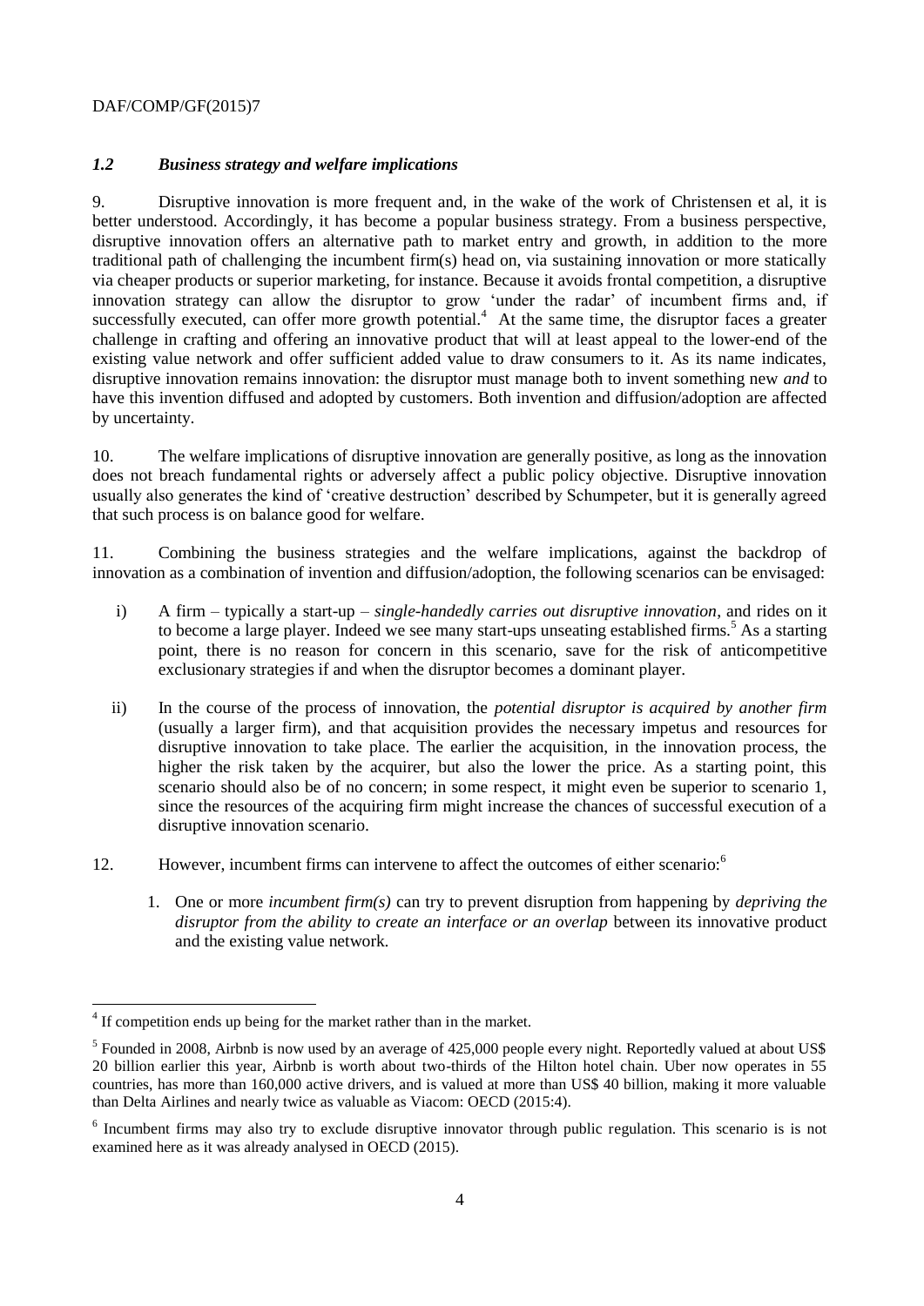### *1.2 Business strategy and welfare implications*

9. Disruptive innovation is more frequent and, in the wake of the work of Christensen et al, it is better understood. Accordingly, it has become a popular business strategy. From a business perspective, disruptive innovation offers an alternative path to market entry and growth, in addition to the more traditional path of challenging the incumbent firm(s) head on, via sustaining innovation or more statically via cheaper products or superior marketing, for instance. Because it avoids frontal competition, a disruptive innovation strategy can allow the disruptor to grow 'under the radar' of incumbent firms and, if successfully executed, can offer more growth potential.[4] At the same time, the disruptor faces a greater challenge in crafting and offering an innovative product that will at least appeal to the lower-end of the existing value network and offer sufficient added value to draw consumers to it. As its name indicates, disruptive innovation remains innovation: the disruptor must manage both to invent something new *and* to have this invention diffused and adopted by customers. Both invention and diffusion/adoption are affected by uncertainty.

10. The welfare implications of disruptive innovation are generally positive, as long as the innovation does not breach fundamental rights or adversely affect a public policy objective. Disruptive innovation usually also generates the kind of 'creative destruction' described by Schumpeter, but it is generally agreed that such process is on balance good for welfare.

11. Combining the business strategies and the welfare implications, against the backdrop of innovation as a combination of invention and diffusion/adoption, the following scenarios can be envisaged:

i) A firm – typically a start-up – *single-handedly carries out disruptive innovation*, and rides on it to become a large player. Indeed we see many start-ups unseating established firms.[5] As a starting point, there is no reason for concern in this scenario, save for the risk of anticompetitive exclusionary strategies if and when the disruptor becomes a dominant player.

ii) In the course of the process of innovation, the *potential disruptor is acquired by another firm* (usually a larger firm), and that acquisition provides the necessary impetus and resources for disruptive innovation to take place. The earlier the acquisition, in the innovation process, the higher the risk taken by the acquirer, but also the lower the price. As a starting point, this scenario should also be of no concern; in some respect, it might even be superior to scenario 1, since the resources of the acquiring firm might increase the chances of successful execution of a disruptive innovation scenario.

12. However, incumbent firms can intervene to affect the outcomes of either scenario:[6]

1. One or more *incumbent firm(s)* can try to prevent disruption from happening by *depriving the disruptor from the ability to create an interface or an overlap* between its innovative product and the existing value network.

---

[4] If competition ends up being for the market rather than in the market.

[5] Founded in 2008, Airbnb is now used by an average of 425,000 people every night. Reportedly valued at about US$ 20 billion earlier this year, Airbnb is worth about two-thirds of the Hilton hotel chain. Uber now operates in 55 countries, has more than 160,000 active drivers, and is valued at more than US$ 40 billion, making it more valuable than Delta Airlines and nearly twice as valuable as Viacom: OECD (2015:4).

[6] Incumbent firms may also try to exclude disruptive innovator through public regulation. This scenario is is not examined here as it was already analysed in OECD (2015).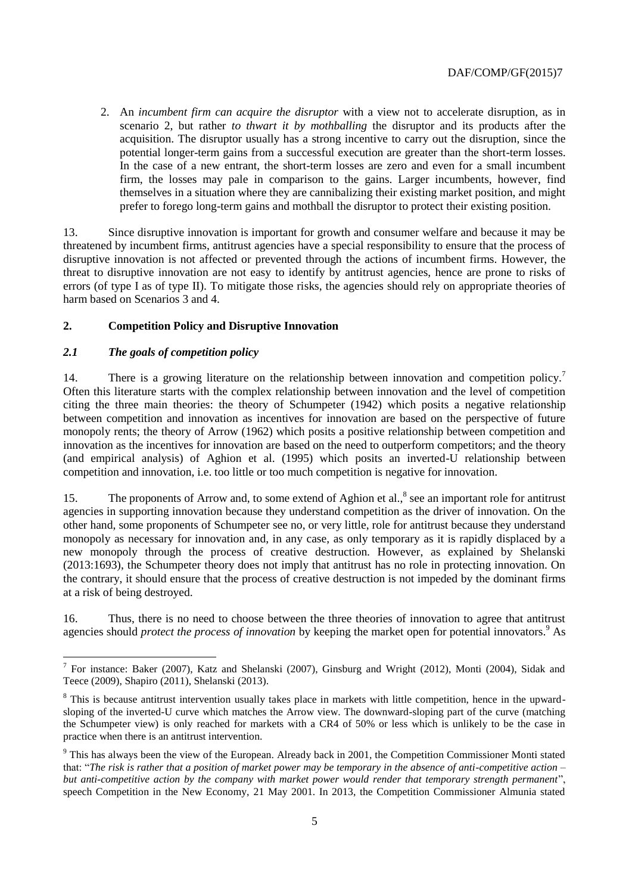2. An *incumbent firm can acquire the disruptor* with a view not to accelerate disruption, as in scenario 2, but rather *to thwart it by mothballing* the disruptor and its products after the acquisition. The disruptor usually has a strong incentive to carry out the disruption, since the potential longer-term gains from a successful execution are greater than the short-term losses. In the case of a new entrant, the short-term losses are zero and even for a small incumbent firm, the losses may pale in comparison to the gains. Larger incumbents, however, find themselves in a situation where they are cannibalizing their existing market position, and might prefer to forego long-term gains and mothball the disruptor to protect their existing position.

13. Since disruptive innovation is important for growth and consumer welfare and because it may be threatened by incumbent firms, antitrust agencies have a special responsibility to ensure that the process of disruptive innovation is not affected or prevented through the actions of incumbent firms. However, the threat to disruptive innovation are not easy to identify by antitrust agencies, hence are prone to risks of errors (of type I as of type II). To mitigate those risks, the agencies should rely on appropriate theories of harm based on Scenarios 3 and 4.

## 2. Competition Policy and Disruptive Innovation

### *2.1 The goals of competition policy*

14. There is a growing literature on the relationship between innovation and competition policy.[7] Often this literature starts with the complex relationship between innovation and the level of competition citing the three main theories: the theory of Schumpeter (1942) which posits a negative relationship between competition and innovation as incentives for innovation are based on the perspective of future monopoly rents; the theory of Arrow (1962) which posits a positive relationship between competition and innovation as the incentives for innovation are based on the need to outperform competitors; and the theory (and empirical analysis) of Aghion et al. (1995) which posits an inverted-U relationship between competition and innovation, i.e. too little or too much competition is negative for innovation.

15. The proponents of Arrow and, to some extend of Aghion et al.,[8] see an important role for antitrust agencies in supporting innovation because they understand competition as the driver of innovation. On the other hand, some proponents of Schumpeter see no, or very little, role for antitrust because they understand monopoly as necessary for innovation and, in any case, as only temporary as it is rapidly displaced by a new monopoly through the process of creative destruction. However, as explained by Shelanski (2013:1693), the Schumpeter theory does not imply that antitrust has no role in protecting innovation. On the contrary, it should ensure that the process of creative destruction is not impeded by the dominant firms at a risk of being destroyed.

16. Thus, there is no need to choose between the three theories of innovation to agree that antitrust agencies should *protect the process of innovation* by keeping the market open for potential innovators.[9] As

---

[7] For instance: Baker (2007), Katz and Shelanski (2007), Ginsburg and Wright (2012), Monti (2004), Sidak and Teece (2009), Shapiro (2011), Shelanski (2013).

[8] This is because antitrust intervention usually takes place in markets with little competition, hence in the upward-sloping of the inverted-U curve which matches the Arrow view. The downward-sloping part of the curve (matching the Schumpeter view) is only reached for markets with a CR4 of 50% or less which is unlikely to be the case in practice when there is an antitrust intervention.

[9] This has always been the view of the European. Already back in 2001, the Competition Commissioner Monti stated that: "*The risk is rather that a position of market power may be temporary in the absence of anti-competitive action – but anti-competitive action by the company with market power would render that temporary strength permanent*", speech Competition in the New Economy, 21 May 2001. In 2013, the Competition Commissioner Almunia stated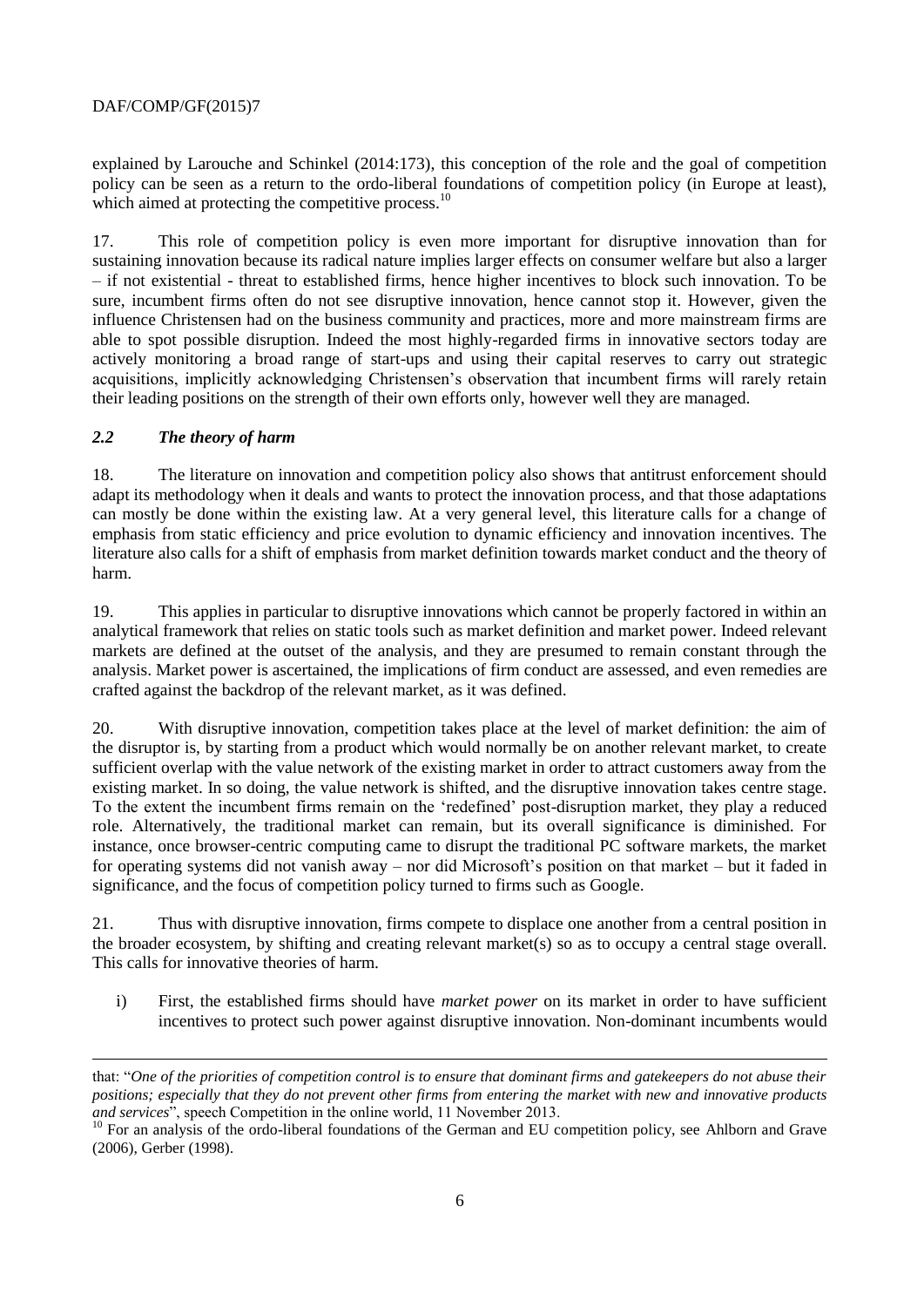explained by Larouche and Schinkel (2014:173), this conception of the role and the goal of competition policy can be seen as a return to the ordo-liberal foundations of competition policy (in Europe at least), which aimed at protecting the competitive process.[10]

17. This role of competition policy is even more important for disruptive innovation than for sustaining innovation because its radical nature implies larger effects on consumer welfare but also a larger – if not existential - threat to established firms, hence higher incentives to block such innovation. To be sure, incumbent firms often do not see disruptive innovation, hence cannot stop it. However, given the influence Christensen had on the business community and practices, more and more mainstream firms are able to spot possible disruption. Indeed the most highly-regarded firms in innovative sectors today are actively monitoring a broad range of start-ups and using their capital reserves to carry out strategic acquisitions, implicitly acknowledging Christensen's observation that incumbent firms will rarely retain their leading positions on the strength of their own efforts only, however well they are managed.

### *2.2 The theory of harm*

18. The literature on innovation and competition policy also shows that antitrust enforcement should adapt its methodology when it deals and wants to protect the innovation process, and that those adaptations can mostly be done within the existing law. At a very general level, this literature calls for a change of emphasis from static efficiency and price evolution to dynamic efficiency and innovation incentives. The literature also calls for a shift of emphasis from market definition towards market conduct and the theory of harm.

19. This applies in particular to disruptive innovations which cannot be properly factored in within an analytical framework that relies on static tools such as market definition and market power. Indeed relevant markets are defined at the outset of the analysis, and they are presumed to remain constant through the analysis. Market power is ascertained, the implications of firm conduct are assessed, and even remedies are crafted against the backdrop of the relevant market, as it was defined.

20. With disruptive innovation, competition takes place at the level of market definition: the aim of the disruptor is, by starting from a product which would normally be on another relevant market, to create sufficient overlap with the value network of the existing market in order to attract customers away from the existing market. In so doing, the value network is shifted, and the disruptive innovation takes centre stage. To the extent the incumbent firms remain on the 'redefined' post-disruption market, they play a reduced role. Alternatively, the traditional market can remain, but its overall significance is diminished. For instance, once browser-centric computing came to disrupt the traditional PC software markets, the market for operating systems did not vanish away – nor did Microsoft's position on that market – but it faded in significance, and the focus of competition policy turned to firms such as Google.

21. Thus with disruptive innovation, firms compete to displace one another from a central position in the broader ecosystem, by shifting and creating relevant market(s) so as to occupy a central stage overall. This calls for innovative theories of harm.

i) First, the established firms should have *market power* on its market in order to have sufficient incentives to protect such power against disruptive innovation. Non-dominant incumbents would

---

that: "*One of the priorities of competition control is to ensure that dominant firms and gatekeepers do not abuse their positions; especially that they do not prevent other firms from entering the market with new and innovative products and services*", speech Competition in the online world, 11 November 2013.

[10] For an analysis of the ordo-liberal foundations of the German and EU competition policy, see Ahlborn and Grave (2006), Gerber (1998).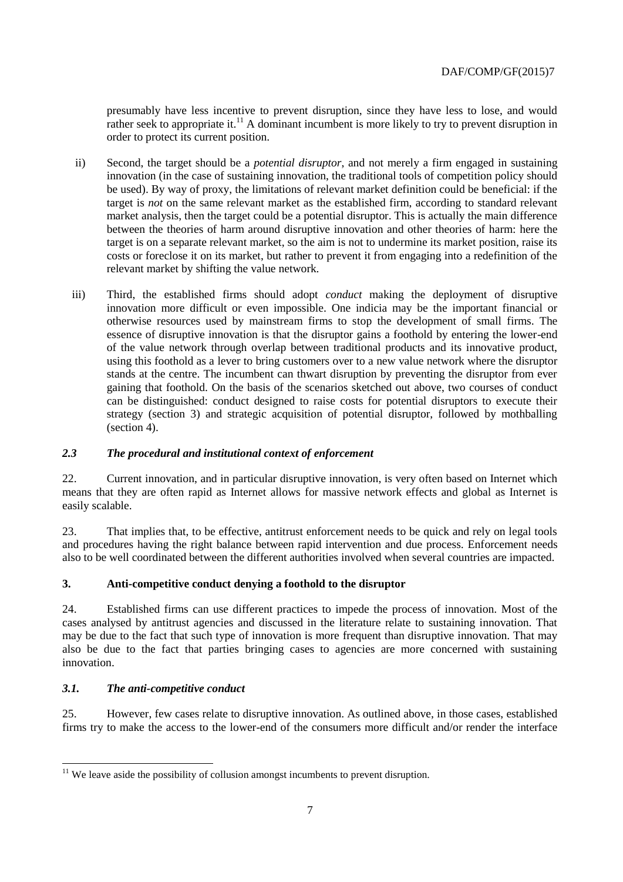presumably have less incentive to prevent disruption, since they have less to lose, and would rather seek to appropriate it.[11] A dominant incumbent is more likely to try to prevent disruption in order to protect its current position.

ii) Second, the target should be a *potential disruptor*, and not merely a firm engaged in sustaining innovation (in the case of sustaining innovation, the traditional tools of competition policy should be used). By way of proxy, the limitations of relevant market definition could be beneficial: if the target is *not* on the same relevant market as the established firm, according to standard relevant market analysis, then the target could be a potential disruptor. This is actually the main difference between the theories of harm around disruptive innovation and other theories of harm: here the target is on a separate relevant market, so the aim is not to undermine its market position, raise its costs or foreclose it on its market, but rather to prevent it from engaging into a redefinition of the relevant market by shifting the value network.

iii) Third, the established firms should adopt *conduct* making the deployment of disruptive innovation more difficult or even impossible. One indicia may be the important financial or otherwise resources used by mainstream firms to stop the development of small firms. The essence of disruptive innovation is that the disruptor gains a foothold by entering the lower-end of the value network through overlap between traditional products and its innovative product, using this foothold as a lever to bring customers over to a new value network where the disruptor stands at the centre. The incumbent can thwart disruption by preventing the disruptor from ever gaining that foothold. On the basis of the scenarios sketched out above, two courses of conduct can be distinguished: conduct designed to raise costs for potential disruptors to execute their strategy (section 3) and strategic acquisition of potential disruptor, followed by mothballing (section 4).

### *2.3 The procedural and institutional context of enforcement*

22. Current innovation, and in particular disruptive innovation, is very often based on Internet which means that they are often rapid as Internet allows for massive network effects and global as Internet is easily scalable.

23. That implies that, to be effective, antitrust enforcement needs to be quick and rely on legal tools and procedures having the right balance between rapid intervention and due process. Enforcement needs also to be well coordinated between the different authorities involved when several countries are impacted.

## 3. Anti-competitive conduct denying a foothold to the disruptor

24. Established firms can use different practices to impede the process of innovation. Most of the cases analysed by antitrust agencies and discussed in the literature relate to sustaining innovation. That may be due to the fact that such type of innovation is more frequent than disruptive innovation. That may also be due to the fact that parties bringing cases to agencies are more concerned with sustaining innovation.

### *3.1. The anti-competitive conduct*

25. However, few cases relate to disruptive innovation. As outlined above, in those cases, established firms try to make the access to the lower-end of the consumers more difficult and/or render the interface

---

[11] We leave aside the possibility of collusion amongst incumbents to prevent disruption.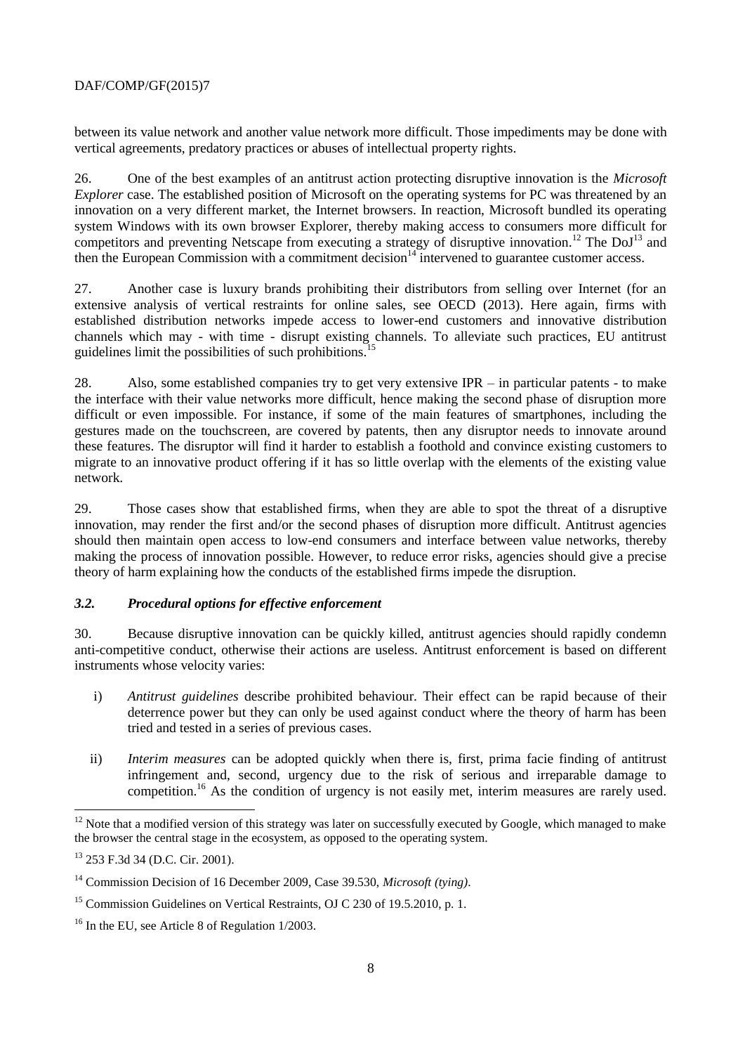between its value network and another value network more difficult. Those impediments may be done with vertical agreements, predatory practices or abuses of intellectual property rights.

26. One of the best examples of an antitrust action protecting disruptive innovation is the *Microsoft Explorer* case. The established position of Microsoft on the operating systems for PC was threatened by an innovation on a very different market, the Internet browsers. In reaction, Microsoft bundled its operating system Windows with its own browser Explorer, thereby making access to consumers more difficult for competitors and preventing Netscape from executing a strategy of disruptive innovation.[12] The DoJ[13] and then the European Commission with a commitment decision[14] intervened to guarantee customer access.

27. Another case is luxury brands prohibiting their distributors from selling over Internet (for an extensive analysis of vertical restraints for online sales, see OECD (2013). Here again, firms with established distribution networks impede access to lower-end customers and innovative distribution channels which may - with time - disrupt existing channels. To alleviate such practices, EU antitrust guidelines limit the possibilities of such prohibitions.[15]

28. Also, some established companies try to get very extensive IPR – in particular patents - to make the interface with their value networks more difficult, hence making the second phase of disruption more difficult or even impossible. For instance, if some of the main features of smartphones, including the gestures made on the touchscreen, are covered by patents, then any disruptor needs to innovate around these features. The disruptor will find it harder to establish a foothold and convince existing customers to migrate to an innovative product offering if it has so little overlap with the elements of the existing value network.

29. Those cases show that established firms, when they are able to spot the threat of a disruptive innovation, may render the first and/or the second phases of disruption more difficult. Antitrust agencies should then maintain open access to low-end consumers and interface between value networks, thereby making the process of innovation possible. However, to reduce error risks, agencies should give a precise theory of harm explaining how the conducts of the established firms impede the disruption.

### *3.2. Procedural options for effective enforcement*

30. Because disruptive innovation can be quickly killed, antitrust agencies should rapidly condemn anti-competitive conduct, otherwise their actions are useless. Antitrust enforcement is based on different instruments whose velocity varies:

i) *Antitrust guidelines* describe prohibited behaviour. Their effect can be rapid because of their deterrence power but they can only be used against conduct where the theory of harm has been tried and tested in a series of previous cases.

ii) *Interim measures* can be adopted quickly when there is, first, prima facie finding of antitrust infringement and, second, urgency due to the risk of serious and irreparable damage to competition.[16] As the condition of urgency is not easily met, interim measures are rarely used.

---

[12] Note that a modified version of this strategy was later on successfully executed by Google, which managed to make the browser the central stage in the ecosystem, as opposed to the operating system.

[13] 253 F.3d 34 (D.C. Cir. 2001).

[14] Commission Decision of 16 December 2009, Case 39.530, *Microsoft (tying)*.

[15] Commission Guidelines on Vertical Restraints, OJ C 230 of 19.5.2010, p. 1.

[16] In the EU, see Article 8 of Regulation 1/2003.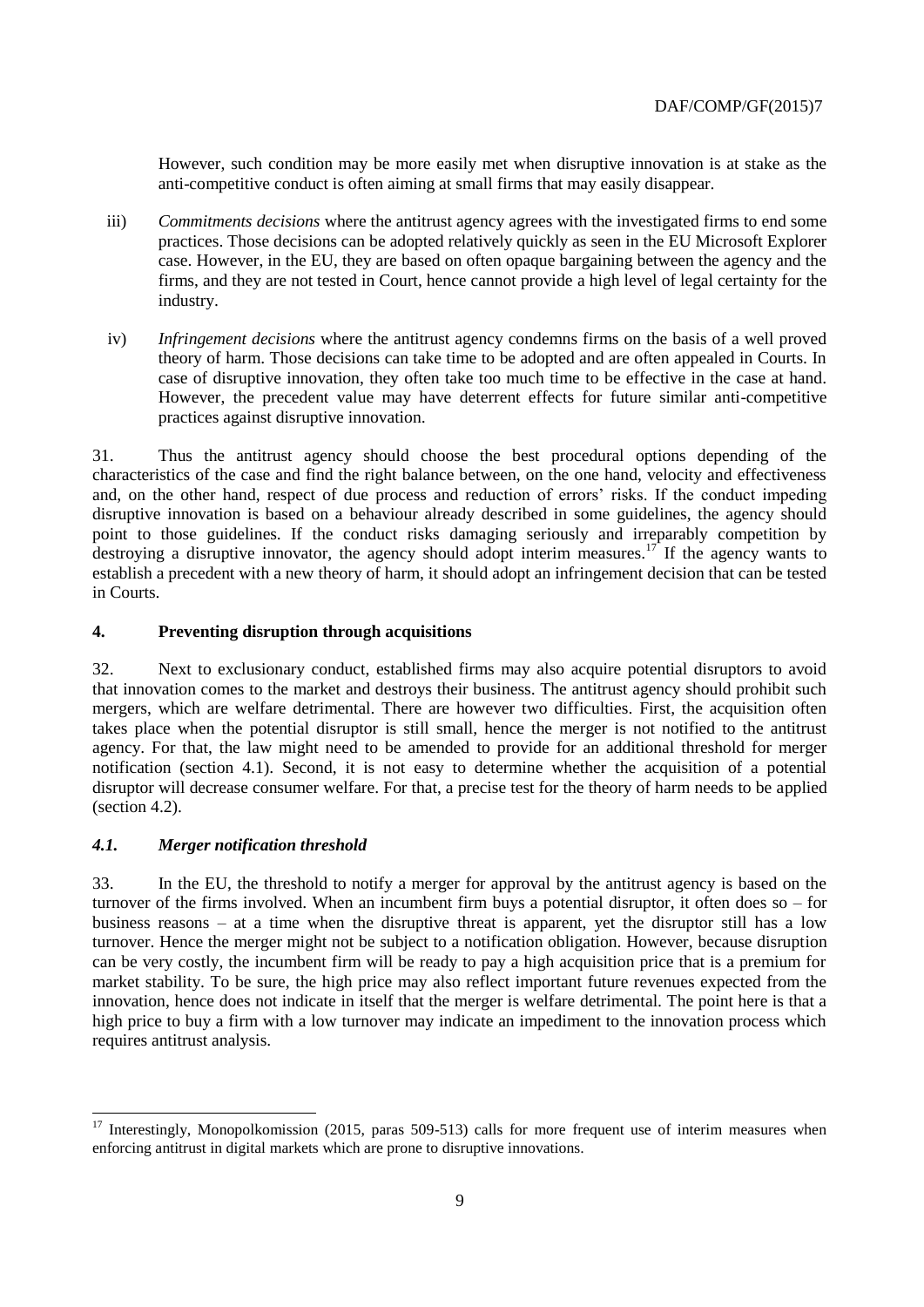However, such condition may be more easily met when disruptive innovation is at stake as the anti-competitive conduct is often aiming at small firms that may easily disappear.

iii) *Commitments decisions* where the antitrust agency agrees with the investigated firms to end some practices. Those decisions can be adopted relatively quickly as seen in the EU Microsoft Explorer case. However, in the EU, they are based on often opaque bargaining between the agency and the firms, and they are not tested in Court, hence cannot provide a high level of legal certainty for the industry.

iv) *Infringement decisions* where the antitrust agency condemns firms on the basis of a well proved theory of harm. Those decisions can take time to be adopted and are often appealed in Courts. In case of disruptive innovation, they often take too much time to be effective in the case at hand. However, the precedent value may have deterrent effects for future similar anti-competitive practices against disruptive innovation.

31. Thus the antitrust agency should choose the best procedural options depending of the characteristics of the case and find the right balance between, on the one hand, velocity and effectiveness and, on the other hand, respect of due process and reduction of errors' risks. If the conduct impeding disruptive innovation is based on a behaviour already described in some guidelines, the agency should point to those guidelines. If the conduct risks damaging seriously and irreparably competition by destroying a disruptive innovator, the agency should adopt interim measures.[17] If the agency wants to establish a precedent with a new theory of harm, it should adopt an infringement decision that can be tested in Courts.

## 4. Preventing disruption through acquisitions

32. Next to exclusionary conduct, established firms may also acquire potential disruptors to avoid that innovation comes to the market and destroys their business. The antitrust agency should prohibit such mergers, which are welfare detrimental. There are however two difficulties. First, the acquisition often takes place when the potential disruptor is still small, hence the merger is not notified to the antitrust agency. For that, the law might need to be amended to provide for an additional threshold for merger notification (section 4.1). Second, it is not easy to determine whether the acquisition of a potential disruptor will decrease consumer welfare. For that, a precise test for the theory of harm needs to be applied (section 4.2).

### *4.1. Merger notification threshold*

33. In the EU, the threshold to notify a merger for approval by the antitrust agency is based on the turnover of the firms involved. When an incumbent firm buys a potential disruptor, it often does so – for business reasons – at a time when the disruptive threat is apparent, yet the disruptor still has a low turnover. Hence the merger might not be subject to a notification obligation. However, because disruption can be very costly, the incumbent firm will be ready to pay a high acquisition price that is a premium for market stability. To be sure, the high price may also reflect important future revenues expected from the innovation, hence does not indicate in itself that the merger is welfare detrimental. The point here is that a high price to buy a firm with a low turnover may indicate an impediment to the innovation process which requires antitrust analysis.

---

[17] Interestingly, Monopolkomission (2015, paras 509-513) calls for more frequent use of interim measures when enforcing antitrust in digital markets which are prone to disruptive innovations.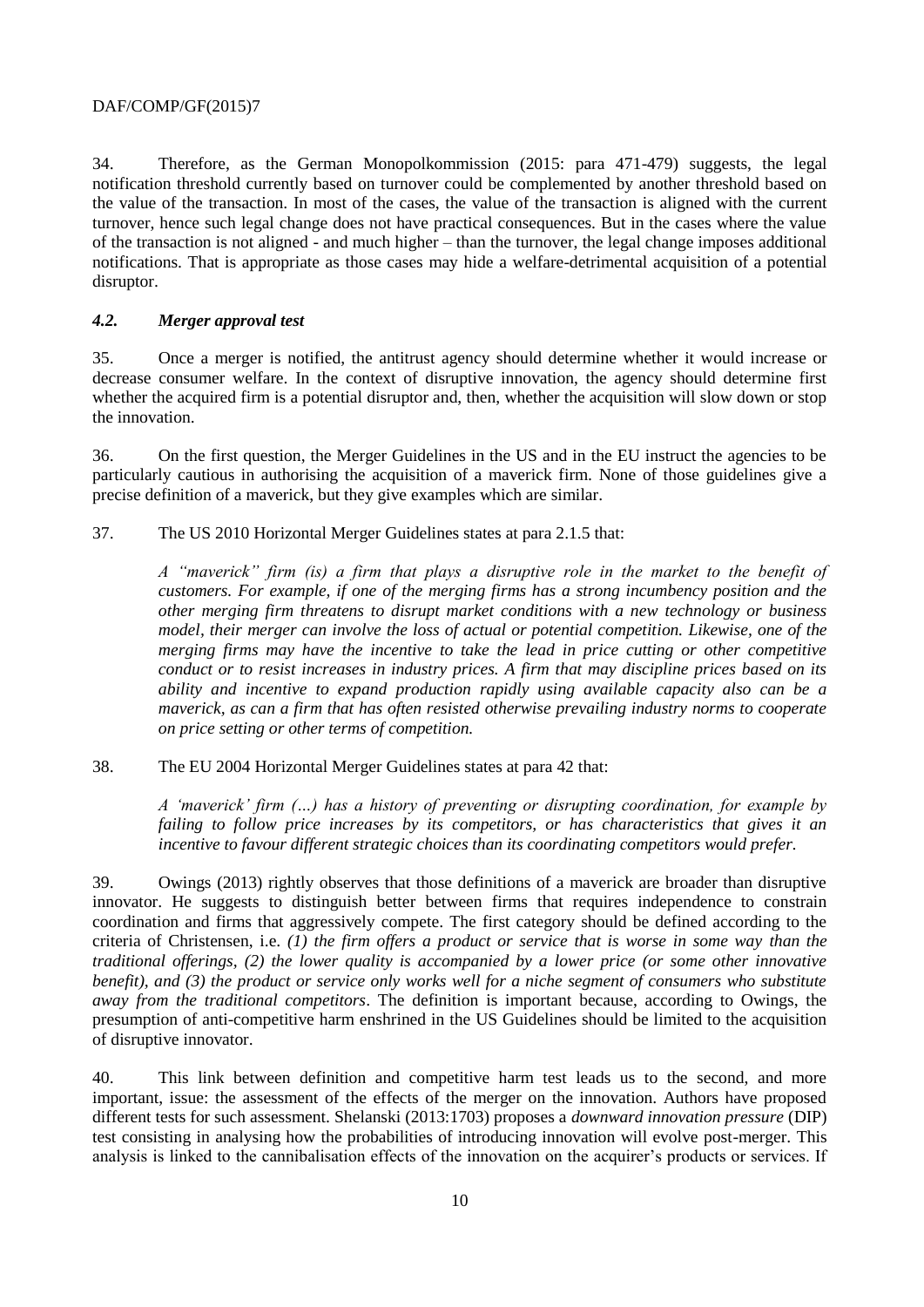34. Therefore, as the German Monopolkommission (2015: para 471-479) suggests, the legal notification threshold currently based on turnover could be complemented by another threshold based on the value of the transaction. In most of the cases, the value of the transaction is aligned with the current turnover, hence such legal change does not have practical consequences. But in the cases where the value of the transaction is not aligned - and much higher – than the turnover, the legal change imposes additional notifications. That is appropriate as those cases may hide a welfare-detrimental acquisition of a potential disruptor.

### *4.2. Merger approval test*

35. Once a merger is notified, the antitrust agency should determine whether it would increase or decrease consumer welfare. In the context of disruptive innovation, the agency should determine first whether the acquired firm is a potential disruptor and, then, whether the acquisition will slow down or stop the innovation.

36. On the first question, the Merger Guidelines in the US and in the EU instruct the agencies to be particularly cautious in authorising the acquisition of a maverick firm. None of those guidelines give a precise definition of a maverick, but they give examples which are similar.

37. The US 2010 Horizontal Merger Guidelines states at para 2.1.5 that:

> *A "maverick" firm (is) a firm that plays a disruptive role in the market to the benefit of customers. For example, if one of the merging firms has a strong incumbency position and the other merging firm threatens to disrupt market conditions with a new technology or business model, their merger can involve the loss of actual or potential competition. Likewise, one of the merging firms may have the incentive to take the lead in price cutting or other competitive conduct or to resist increases in industry prices. A firm that may discipline prices based on its ability and incentive to expand production rapidly using available capacity also can be a maverick, as can a firm that has often resisted otherwise prevailing industry norms to cooperate on price setting or other terms of competition.*

38. The EU 2004 Horizontal Merger Guidelines states at para 42 that:

> *A 'maverick' firm (…) has a history of preventing or disrupting coordination, for example by failing to follow price increases by its competitors, or has characteristics that gives it an incentive to favour different strategic choices than its coordinating competitors would prefer.*

39. Owings (2013) rightly observes that those definitions of a maverick are broader than disruptive innovator. He suggests to distinguish better between firms that requires independence to constrain coordination and firms that aggressively compete. The first category should be defined according to the criteria of Christensen, i.e. *(1) the firm offers a product or service that is worse in some way than the traditional offerings, (2) the lower quality is accompanied by a lower price (or some other innovative benefit), and (3) the product or service only works well for a niche segment of consumers who substitute away from the traditional competitors*. The definition is important because, according to Owings, the presumption of anti-competitive harm enshrined in the US Guidelines should be limited to the acquisition of disruptive innovator.

40. This link between definition and competitive harm test leads us to the second, and more important, issue: the assessment of the effects of the merger on the innovation. Authors have proposed different tests for such assessment. Shelanski (2013:1703) proposes a *downward innovation pressure* (DIP) test consisting in analysing how the probabilities of introducing innovation will evolve post-merger. This analysis is linked to the cannibalisation effects of the innovation on the acquirer's products or services. If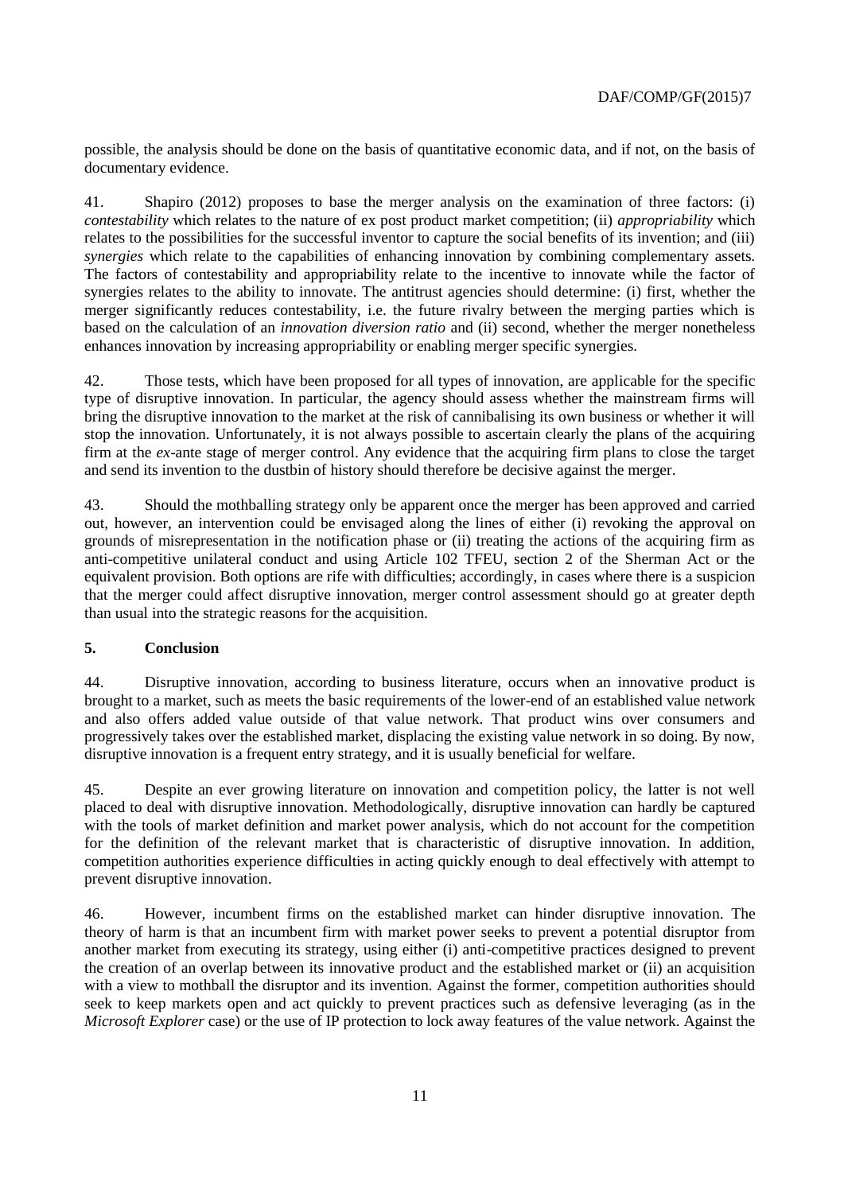possible, the analysis should be done on the basis of quantitative economic data, and if not, on the basis of documentary evidence.

41. Shapiro (2012) proposes to base the merger analysis on the examination of three factors: (i) *contestability* which relates to the nature of ex post product market competition; (ii) *appropriability* which relates to the possibilities for the successful inventor to capture the social benefits of its invention; and (iii) *synergies* which relate to the capabilities of enhancing innovation by combining complementary assets. The factors of contestability and appropriability relate to the incentive to innovate while the factor of synergies relates to the ability to innovate. The antitrust agencies should determine: (i) first, whether the merger significantly reduces contestability, i.e. the future rivalry between the merging parties which is based on the calculation of an *innovation diversion ratio* and (ii) second, whether the merger nonetheless enhances innovation by increasing appropriability or enabling merger specific synergies.

42. Those tests, which have been proposed for all types of innovation, are applicable for the specific type of disruptive innovation. In particular, the agency should assess whether the mainstream firms will bring the disruptive innovation to the market at the risk of cannibalising its own business or whether it will stop the innovation. Unfortunately, it is not always possible to ascertain clearly the plans of the acquiring firm at the *ex*-ante stage of merger control. Any evidence that the acquiring firm plans to close the target and send its invention to the dustbin of history should therefore be decisive against the merger.

43. Should the mothballing strategy only be apparent once the merger has been approved and carried out, however, an intervention could be envisaged along the lines of either (i) revoking the approval on grounds of misrepresentation in the notification phase or (ii) treating the actions of the acquiring firm as anti-competitive unilateral conduct and using Article 102 TFEU, section 2 of the Sherman Act or the equivalent provision. Both options are rife with difficulties; accordingly, in cases where there is a suspicion that the merger could affect disruptive innovation, merger control assessment should go at greater depth than usual into the strategic reasons for the acquisition.

## 5. Conclusion

44. Disruptive innovation, according to business literature, occurs when an innovative product is brought to a market, such as meets the basic requirements of the lower-end of an established value network and also offers added value outside of that value network. That product wins over consumers and progressively takes over the established market, displacing the existing value network in so doing. By now, disruptive innovation is a frequent entry strategy, and it is usually beneficial for welfare.

45. Despite an ever growing literature on innovation and competition policy, the latter is not well placed to deal with disruptive innovation. Methodologically, disruptive innovation can hardly be captured with the tools of market definition and market power analysis, which do not account for the competition for the definition of the relevant market that is characteristic of disruptive innovation. In addition, competition authorities experience difficulties in acting quickly enough to deal effectively with attempt to prevent disruptive innovation.

46. However, incumbent firms on the established market can hinder disruptive innovation. The theory of harm is that an incumbent firm with market power seeks to prevent a potential disruptor from another market from executing its strategy, using either (i) anti-competitive practices designed to prevent the creation of an overlap between its innovative product and the established market or (ii) an acquisition with a view to mothball the disruptor and its invention. Against the former, competition authorities should seek to keep markets open and act quickly to prevent practices such as defensive leveraging (as in the *Microsoft Explorer* case) or the use of IP protection to lock away features of the value network. Against the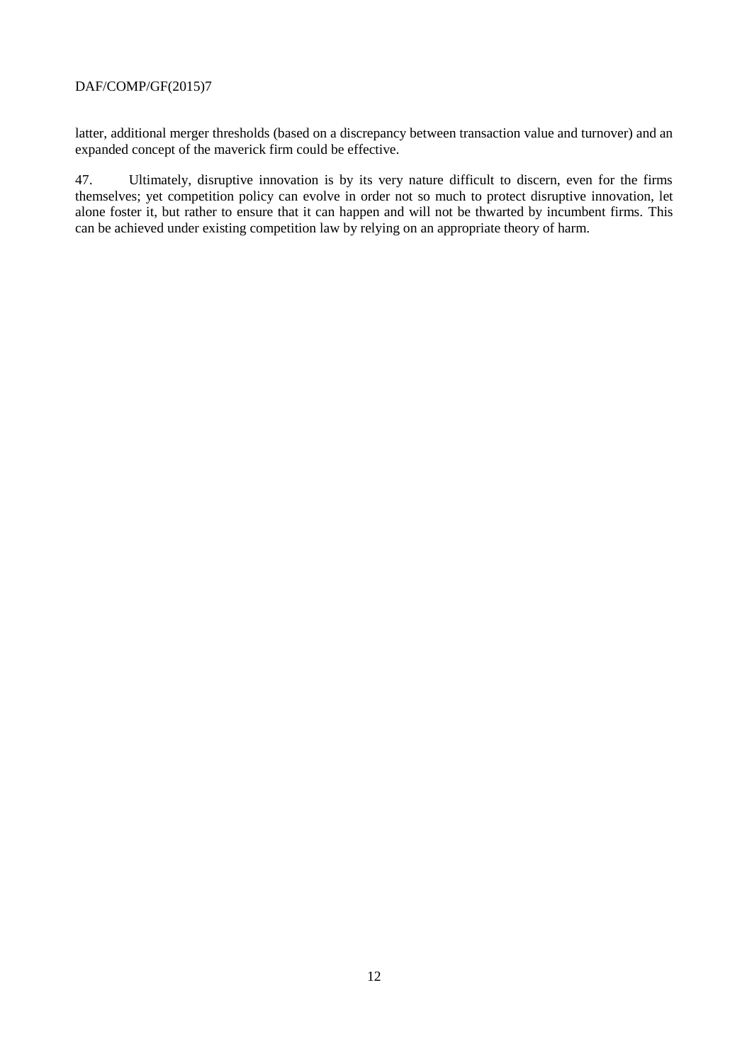latter, additional merger thresholds (based on a discrepancy between transaction value and turnover) and an expanded concept of the maverick firm could be effective.

47. Ultimately, disruptive innovation is by its very nature difficult to discern, even for the firms themselves; yet competition policy can evolve in order not so much to protect disruptive innovation, let alone foster it, but rather to ensure that it can happen and will not be thwarted by incumbent firms. This can be achieved under existing competition law by relying on an appropriate theory of harm.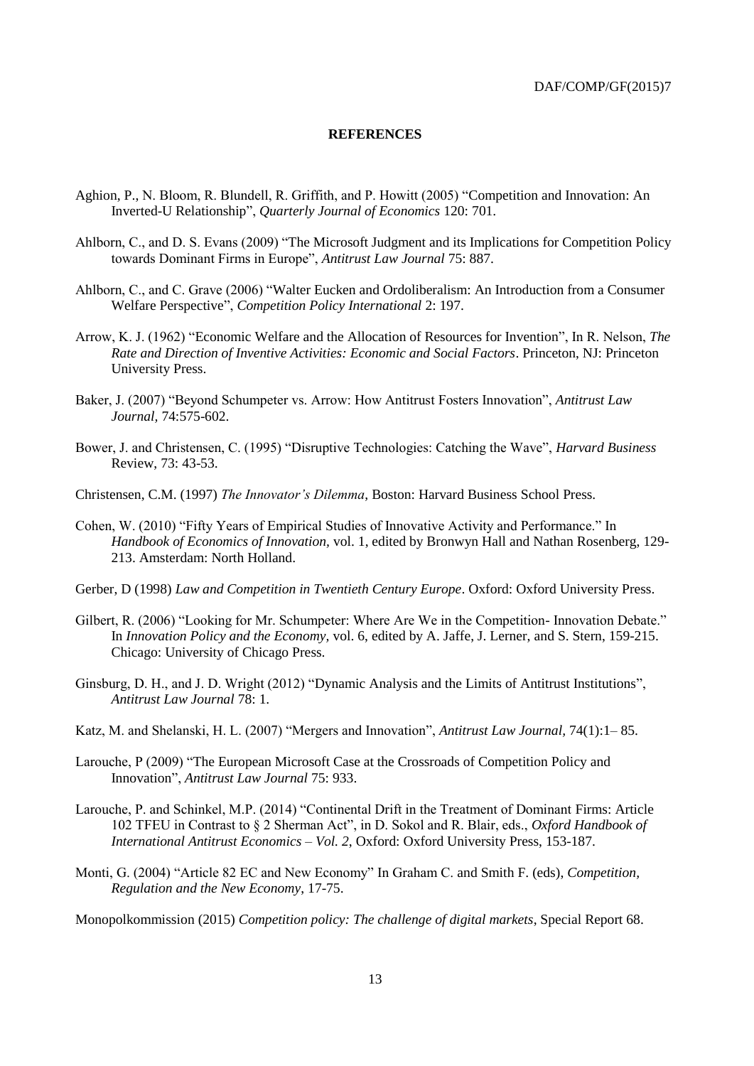## REFERENCES

Aghion, P., N. Bloom, R. Blundell, R. Griffith, and P. Howitt (2005) "Competition and Innovation: An Inverted-U Relationship", *Quarterly Journal of Economics* 120: 701.

Ahlborn, C., and D. S. Evans (2009) "The Microsoft Judgment and its Implications for Competition Policy towards Dominant Firms in Europe", *Antitrust Law Journal* 75: 887.

Ahlborn, C., and C. Grave (2006) "Walter Eucken and Ordoliberalism: An Introduction from a Consumer Welfare Perspective", *Competition Policy International* 2: 197.

Arrow, K. J. (1962) "Economic Welfare and the Allocation of Resources for Invention", In R. Nelson, *The Rate and Direction of Inventive Activities: Economic and Social Factors*. Princeton, NJ: Princeton University Press.

Baker, J. (2007) "Beyond Schumpeter vs. Arrow: How Antitrust Fosters Innovation", *Antitrust Law Journal,* 74:575-602.

Bower, J. and Christensen, C. (1995) "Disruptive Technologies: Catching the Wave", *Harvard Business* Review, 73: 43-53.

Christensen, C.M. (1997) *The Innovator's Dilemma*, Boston: Harvard Business School Press.

Cohen, W. (2010) "Fifty Years of Empirical Studies of Innovative Activity and Performance." In *Handbook of Economics of Innovation,* vol. 1, edited by Bronwyn Hall and Nathan Rosenberg, 129-213. Amsterdam: North Holland.

Gerber, D (1998) *Law and Competition in Twentieth Century Europe*. Oxford: Oxford University Press.

Gilbert, R. (2006) "Looking for Mr. Schumpeter: Where Are We in the Competition- Innovation Debate." In *Innovation Policy and the Economy,* vol. 6, edited by A. Jaffe, J. Lerner, and S. Stern, 159-215. Chicago: University of Chicago Press.

Ginsburg, D. H., and J. D. Wright (2012) "Dynamic Analysis and the Limits of Antitrust Institutions", *Antitrust Law Journal* 78: 1.

Katz, M. and Shelanski, H. L. (2007) "Mergers and Innovation", *Antitrust Law Journal*, 74(1):1– 85.

Larouche, P (2009) "The European Microsoft Case at the Crossroads of Competition Policy and Innovation", *Antitrust Law Journal* 75: 933.

Larouche, P. and Schinkel, M.P. (2014) "Continental Drift in the Treatment of Dominant Firms: Article 102 TFEU in Contrast to § 2 Sherman Act", in D. Sokol and R. Blair, eds., *Oxford Handbook of International Antitrust Economics – Vol. 2*, Oxford: Oxford University Press, 153-187.

Monti, G. (2004) "Article 82 EC and New Economy" In Graham C. and Smith F. (eds), *Competition, Regulation and the New Economy*, 17-75.

Monopolkommission (2015) *Competition policy: The challenge of digital markets*, Special Report 68.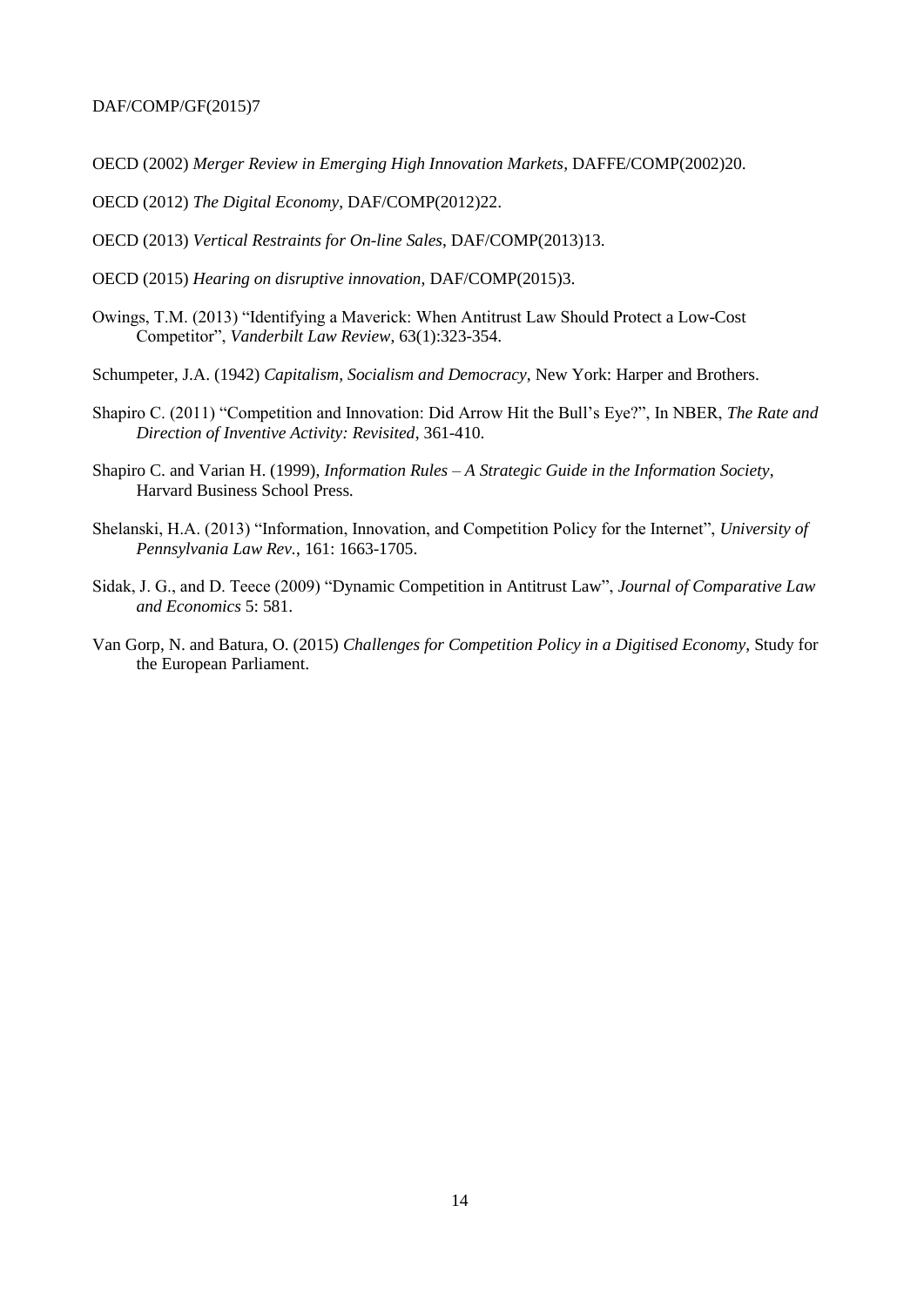OECD (2002) *Merger Review in Emerging High Innovation Markets*, DAFFE/COMP(2002)20.

OECD (2012) *The Digital Economy*, DAF/COMP(2012)22.

OECD (2013) *Vertical Restraints for On-line Sales*, DAF/COMP(2013)13.

OECD (2015) *Hearing on disruptive innovation*, DAF/COMP(2015)3.

Owings, T.M. (2013) "Identifying a Maverick: When Antitrust Law Should Protect a Low-Cost Competitor", *Vanderbilt Law Review*, 63(1):323-354.

Schumpeter, J.A. (1942) *Capitalism, Socialism and Democracy*, New York: Harper and Brothers.

Shapiro C. (2011) "Competition and Innovation: Did Arrow Hit the Bull's Eye?", In NBER, *The Rate and Direction of Inventive Activity: Revisited*, 361-410.

Shapiro C. and Varian H. (1999), *Information Rules – A Strategic Guide in the Information Society*, Harvard Business School Press.

Shelanski, H.A. (2013) "Information, Innovation, and Competition Policy for the Internet", *University of Pennsylvania Law Rev.*, 161: 1663-1705.

Sidak, J. G., and D. Teece (2009) "Dynamic Competition in Antitrust Law", *Journal of Comparative Law and Economics* 5: 581.

Van Gorp, N. and Batura, O. (2015) *Challenges for Competition Policy in a Digitised Economy*, Study for the European Parliament.